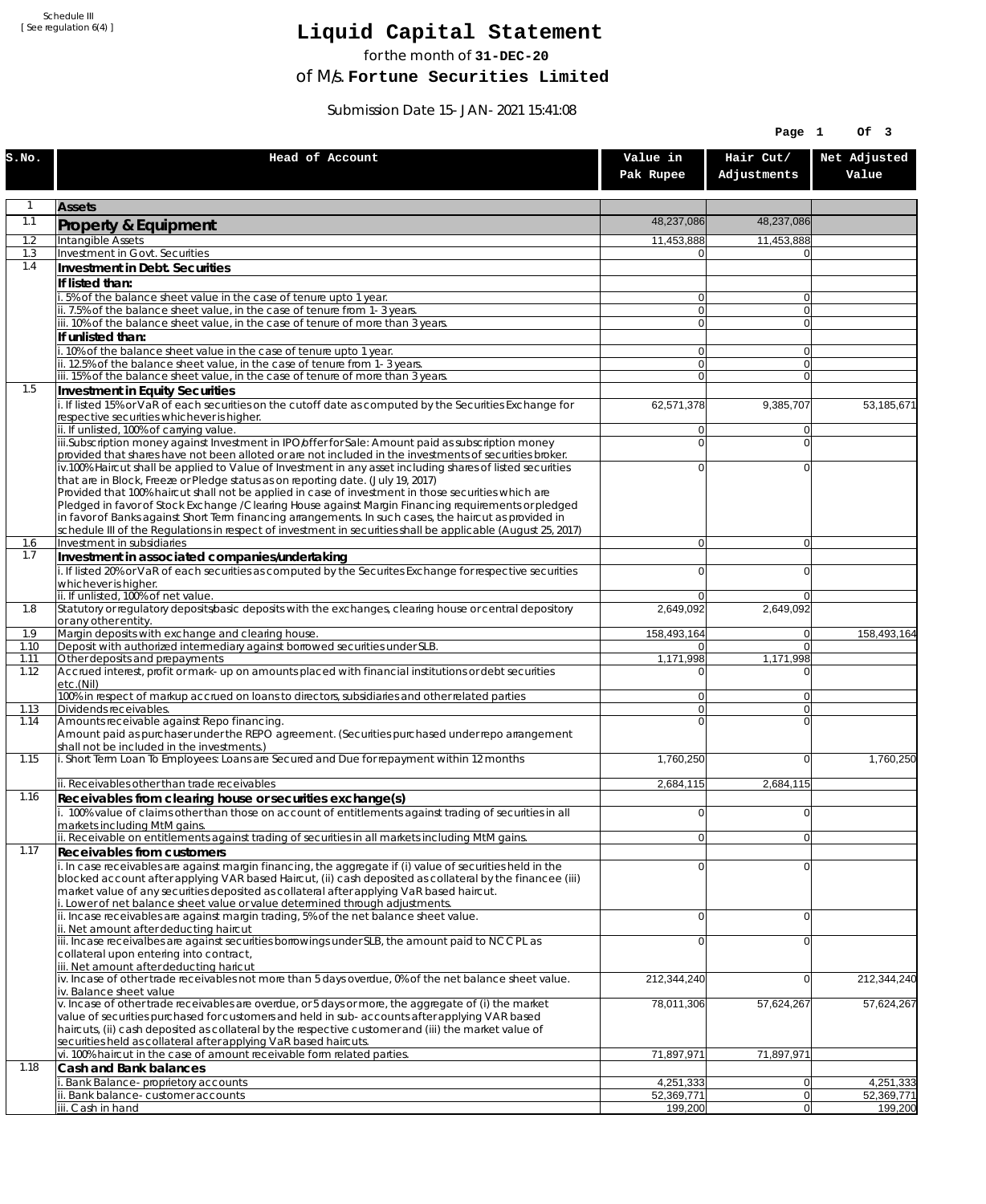Schedule III
[ See regulation 6(4) ]

# Liquid Capital Statement

for the month of **31-DEC-20**

of M/s. **Fortune Securities Limited**

Submission Date 15-JAN-2021 15:41:08

| S.No. | Head of Account | Value in Pak Rupee | Hair Cut/ Adjustments | Net Adjusted Value |
|---|---|---|---|---|
| 1 | **Assets** | | | |
| 1.1 | **Property & Equipment** | 48,237,086 | 48,237,086 | |
| 1.2 | Intangible Assets | 11,453,888 | 11,453,888 | |
| 1.3 | Investment in Govt. Securities | 0 | 0 | |
| 1.4 | **Investment in Debt. Securities** | | | |
| | **If listed than:** | | | |
| | i. 5% of the balance sheet value in the case of tenure upto 1 year. | 0 | 0 | |
| | ii. 7.5% of the balance sheet value, in the case of tenure from 1-3 years. | 0 | 0 | |
| | iii. 10% of the balance sheet value, in the case of tenure of more than 3 years. | 0 | 0 | |
| | **If unlisted than:** | | | |
| | i. 10% of the balance sheet value in the case of tenure upto 1 year. | 0 | 0 | |
| | ii. 12.5% of the balance sheet value, in the case of tenure from 1-3 years. | 0 | 0 | |
| | iii. 15% of the balance sheet value, in the case of tenure of more than 3 years. | 0 | 0 | |
| 1.5 | **Investment in Equity Securities** | | | |
| | i. If listed 15% or VaR of each securities on the cutoff date as computed by the Securities Exchange for respective securities whichever is higher. | 62,571,378 | 9,385,707 | 53,185,671 |
| | ii. If unlisted, 100% of carrying value. | 0 | 0 | |
| | iii.Subscription money against Investment in IPO/offer for Sale: Amount paid as subscription money provided that shares have not been alloted or are not included in the investments of securities broker. | 0 | 0 | |
| | iv.100% Haircut shall be applied to Value of Investment in any asset including shares of listed securities that are in Block, Freeze or Pledge status as on reporting date. (July 19, 2017) Provided that 100% haircut shall not be applied in case of investment in those securities which are Pledged in favor of Stock Exchange / Clearing House against Margin Financing requirements or pledged in favor of Banks against Short Term financing arrangements. In such cases, the haircut as provided in schedule III of the Regulations in respect of investment in securities shall be applicable (August 25, 2017) | 0 | 0 | |
| 1.6 | Investment in subsidiaries | 0 | 0 | |
| 1.7 | **Investment in associated companies/undertaking** | | | |
| | i. If listed 20% or VaR of each securities as computed by the Securites Exchange for respective securities whichever is higher. | 0 | 0 | |
| | ii. If unlisted, 100% of net value. | 0 | 0 | |
| 1.8 | Statutory or regulatory deposits/basic deposits with the exchanges, clearing house or central depository or any other entity. | 2,649,092 | 2,649,092 | |
| 1.9 | Margin deposits with exchange and clearing house. | 158,493,164 | 0 | 158,493,164 |
| 1.10 | Deposit with authorized intermediary against borrowed securities under SLB. | 0 | 0 | |
| 1.11 | Other deposits and prepayments | 1,171,998 | 1,171,998 | |
| 1.12 | Accrued interest, profit or mark-up on amounts placed with financial institutions or debt securities etc.(Nil) | 0 | 0 | |
| | 100% in respect of markup accrued on loans to directors, subsidiaries and other related parties | 0 | 0 | |
| 1.13 | Dividends receivables. | 0 | 0 | |
| 1.14 | Amounts receivable against Repo financing. Amount paid as purchaser under the REPO agreement. (Securities purchased under repo arrangement shall not be included in the investments.) | 0 | 0 | |
| 1.15 | i. Short Term Loan To Employees: Loans are Secured and Due for repayment within 12 months | 1,760,250 | 0 | 1,760,250 |
| | ii. Receivables other than trade receivables | 2,684,115 | 2,684,115 | |
| 1.16 | **Receivables from clearing house or securities exchange(s)** | | | |
| | i. 100% value of claims other than those on account of entitlements against trading of securities in all markets including MtM gains. | 0 | 0 | |
| | ii. Receivable on entitlements against trading of securities in all markets including MtM gains. | 0 | 0 | |
| 1.17 | **Receivables from customers** | | | |
| | i. In case receivables are against margin financing, the aggregate if (i) value of securities held in the blocked account after applying VAR based Haircut, (ii) cash deposited as collateral by the financee (iii) market value of any securities deposited as collateral after applying VaR based haircut. i. Lower of net balance sheet value or value determined through adjustments. | 0 | 0 | |
| | ii. Incase receivables are against margin trading, 5% of the net balance sheet value. ii. Net amount after deducting haircut | 0 | 0 | |
| | iii. Incase receivalbes are against securities borrowings under SLB, the amount paid to NCCPL as collateral upon entering into contract, iii. Net amount after deducting haricut | 0 | 0 | |
| | iv. Incase of other trade receivables not more than 5 days overdue, 0% of the net balance sheet value. iv. Balance sheet value | 212,344,240 | 0 | 212,344,240 |
| | v. Incase of other trade receivables are overdue, or 5 days or more, the aggregate of (i) the market value of securities purchased for customers and held in sub-accounts after applying VAR based haircuts, (ii) cash deposited as collateral by the respective customer and (iii) the market value of securities held as collateral after applying VaR based haircuts. | 78,011,306 | 57,624,267 | 57,624,267 |
| | vi. 100% haircut in the case of amount receivable form related parties. | 71,897,971 | 71,897,971 | |
| 1.18 | **Cash and Bank balances** | | | |
| | i. Bank Balance-proprietory accounts | 4,251,333 | 0 | 4,251,333 |
| | ii. Bank balance-customer accounts | 52,369,771 | 0 | 52,369,771 |
| | iii. Cash in hand | 199,200 | 0 | 199,200 |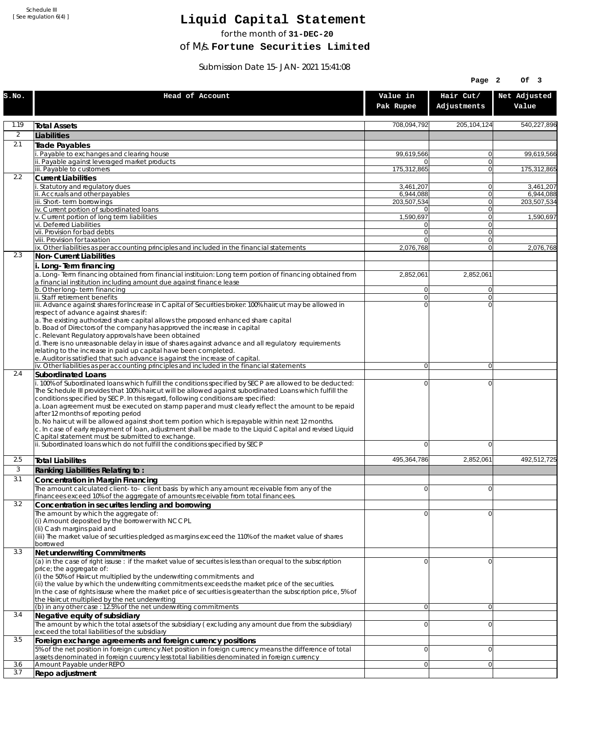Schedule III
[ See regulation 6(4) ]

# Liquid Capital Statement

for the month of **31-DEC-20**

of M/s. **Fortune Securities Limited**

Submission Date 15-JAN-2021 15:41:08

| S.No. | Head of Account | Value in Pak Rupee | Hair Cut/ Adjustments | Net Adjusted Value |
|---|---|---|---|---|
| 1.19 | **Total Assets** | 708,094,792 | 205,104,124 | 540,227,896 |
| 2 | **Liabilities** | | | |
| 2.1 | **Trade Payables** | | | |
| | i. Payable to exchanges and clearing house | 99,619,566 | 0 | 99,619,566 |
| | ii. Payable against leveraged market products | 0 | 0 | |
| | iii. Payable to customers | 175,312,865 | 0 | 175,312,865 |
| 2.2 | **Current Liabilities** | | | |
| | i. Statutory and regulatory dues | 3,461,207 | 0 | 3,461,207 |
| | ii. Accruals and other payables | 6,944,088 | 0 | 6,944,088 |
| | iii. Short-term borrowings | 203,507,534 | 0 | 203,507,534 |
| | iv. Current portion of subordinated loans | 0 | 0 | |
| | v. Current portion of long term liabilities | 1,590,697 | 0 | 1,590,697 |
| | vi. Deferred Liabilities | 0 | 0 | |
| | vii. Provision for bad debts | 0 | 0 | |
| | viii. Provision for taxation | 0 | 0 | |
| | ix. Other liabilities as per accounting principles and included in the financial statements | 2,076,768 | 0 | 2,076,768 |
| 2.3 | **Non-Current Liabilities** | | | |
| | **i. Long-Term financing** | | | |
| | a. Long-Term financing obtained from financial instituion: Long term portion of financing obtained from a financial institution including amount due against finance lease | 2,852,061 | 2,852,061 | |
| | b. Other long-term financing | 0 | 0 | |
| | ii. Staff retirement benefits | 0 | 0 | |
| | iii. Advance against shares for Increase in Capital of Securities broker: 100% haircut may be allowed in respect of advance against shares if:<br>a. The existing authorized share capital allows the proposed enhanced share capital<br>b. Boad of Directors of the company has approved the increase in capital<br>c. Relevant Regulatory approvals have been obtained<br>d. There is no unreasonable delay in issue of shares against advance and all regulatory requirements relating to the increase in paid up capital have been completed.<br>e. Auditor is satisfied that such advance is against the increase of capital. | 0 | 0 | |
| | iv. Other liabilities as per accounting principles and included in the financial statements | 0 | 0 | |
| 2.4 | **Subordinated Loans** | | | |
| | i. 100% of Subordinated loans which fulfill the conditions specified by SECP are allowed to be deducted: The Schedule III provides that 100% haircut will be allowed against subordinated Loans which fulfill the conditions specified by SECP. In this regard, following conditions are specified:<br>a. Loan agreement must be executed on stamp paper and must clearly reflect the amount to be repaid after 12 months of reporting period<br>b. No haircut will be allowed against short term portion which is repayable within next 12 months.<br>c. In case of early repayment of loan, adjustment shall be made to the Liquid Capital and revised Liquid Capital statement must be submitted to exchange. | 0 | 0 | |
| | ii. Subordinated loans which do not fulfill the conditions specified by SECP | 0 | 0 | |
| 2.5 | **Total Liabilites** | 495,364,786 | 2,852,061 | 492,512,725 |
| 3 | **Ranking Liabilities Relating to :** | | | |
| 3.1 | **Concentration in Margin Financing** | | | |
| | The amount calculated client-to- client basis by which any amount receivable from any of the financees exceed 10% of the aggregate of amounts receivable from total financees. | 0 | 0 | |
| 3.2 | **Concentration in securites lending and borrowing** | | | |
| | The amount by which the aggregate of:<br>(i) Amount deposited by the borrower with NCCPL<br>(Ii) Cash margins paid and<br>(iii) The market value of securities pledged as margins exceed the 110% of the market value of shares borrowed | 0 | 0 | |
| 3.3 | **Net underwriting Commitments** | | | |
| | (a) in the case of right issuse : if the market value of securites is less than or equal to the subscription price; the aggregate of:<br>(i) the 50% of Haircut multiplied by the underwriting commitments and<br>(ii) the value by which the underwriting commitments exceeds the market price of the securities.<br>In the case of rights issuse where the market price of securities is greater than the subscription price, 5% of the Haircut multiplied by the net underwriting | 0 | 0 | |
| | (b) in any other case : 12.5% of the net underwriting commitments | 0 | 0 | |
| 3.4 | **Negative equity of subsidiary** | | | |
| | The amount by which the total assets of the subsidiary ( excluding any amount due from the subsidiary) exceed the total liabilities of the subsidiary | 0 | 0 | |
| 3.5 | **Foreign exchange agreements and foreign currency positions** | | | |
| | 5% of the net position in foreign currency.Net position in foreign currency means the difference of total assets denominated in foreign cuurency less total liabilities denominated in foreign currency | 0 | 0 | |
| 3.6 | Amount Payable under REPO | 0 | 0 | |
| 3.7 | **Repo adjustment** | | | |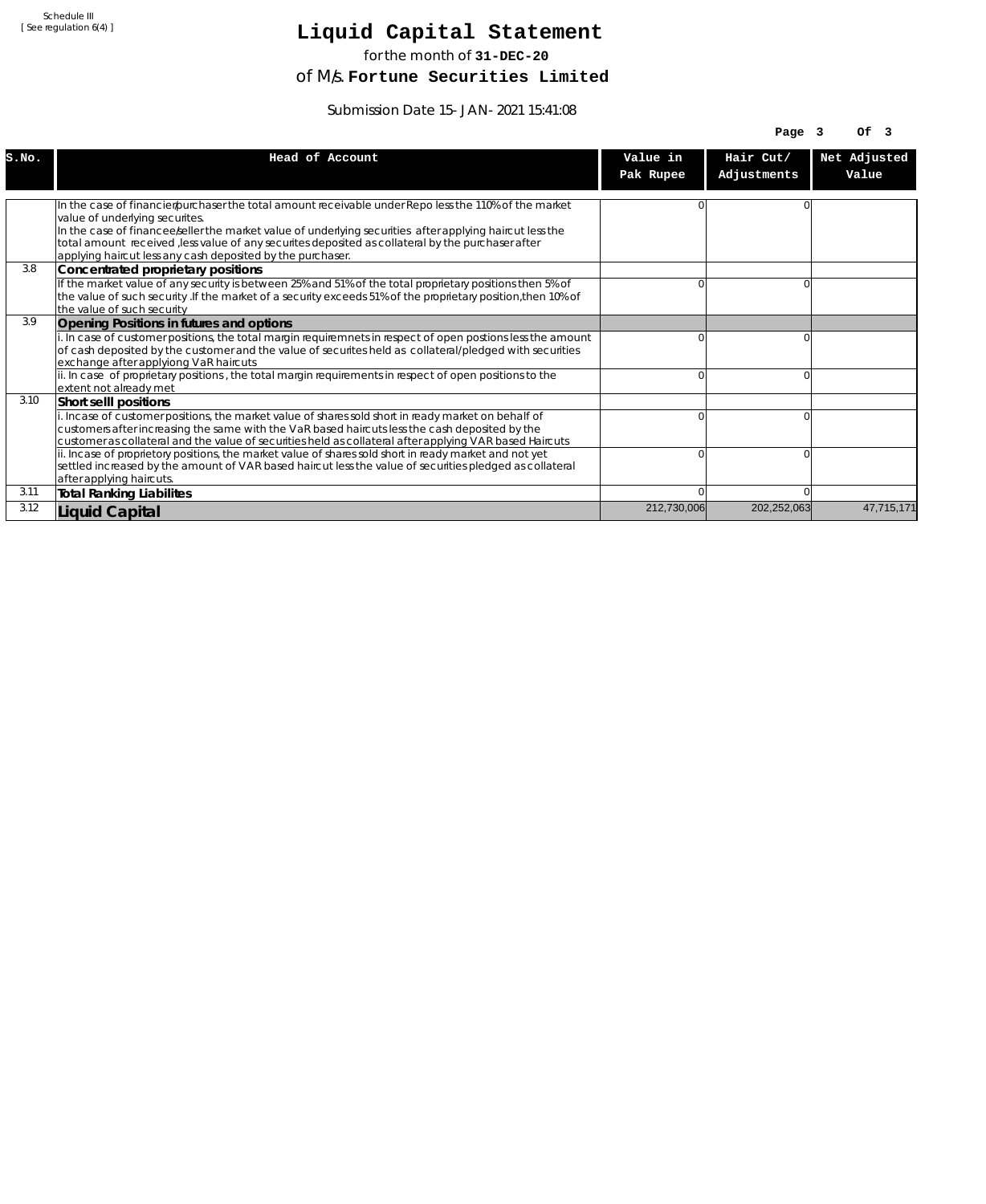Schedule III
[ See regulation 6(4) ]

# Liquid Capital Statement

for the month of **31-DEC-20**

of M/s. **Fortune Securities Limited**

Submission Date 15-JAN-2021 15:41:08

| S.No. | Head of Account | Value in Pak Rupee | Hair Cut/ Adjustments | Net Adjusted Value |
|---|---|---|---|---|
| | In the case of financier/purchaser the total amount receivable under Repo less the 110% of the market value of underlying securities.<br>In the case of financee/seller the market value of underlying securities after applying haircut less the total amount received ,less value of any securites deposited as collateral by the purchaser after applying haircut less any cash deposited by the purchaser. | 0 | 0 | |
| 3.8 | **Concentrated proprietary positions** | | | |
| | If the market value of any security is between 25% and 51% of the total proprietary positions then 5% of the value of such security .If the market of a security exceeds 51% of the proprietary position,then 10% of the value of such security | 0 | 0 | |
| 3.9 | **Opening Positions in futures and options** | | | |
| | i. In case of customer positions, the total margin requiremnets in respect of open postions less the amount of cash deposited by the customer and the value of securites held as collateral/pledged with securities exchange after applyiong VaR haircuts | 0 | 0 | |
| | ii. In case of proprietary positions , the total margin requirements in respect of open positions to the extent not already met | 0 | 0 | |
| 3.10 | **Short selll positions** | | | |
| | i. Incase of customer positions, the market value of shares sold short in ready market on behalf of customers after increasing the same with the VaR based haircuts less the cash deposited by the customer as collateral and the value of securities held as collateral after applying VAR based Haircuts | 0 | 0 | |
| | ii. Incase of proprietory positions, the market value of shares sold short in ready market and not yet settled increased by the amount of VAR based haircut less the value of securities pledged as collateral after applying haircuts. | 0 | 0 | |
| 3.11 | **Total Ranking Liabilites** | 0 | 0 | |
| 3.12 | **Liquid Capital** | 212,730,006 | 202,252,063 | 47,715,171 |